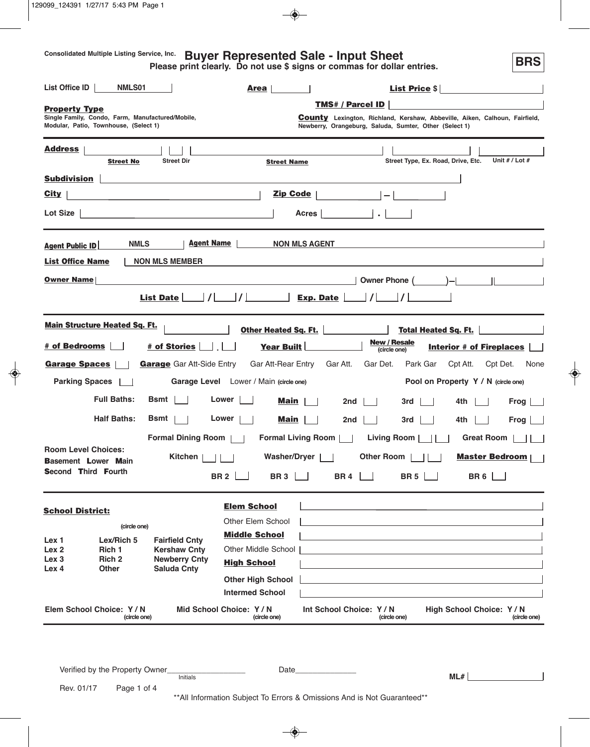Consolidated Multiple Listing Service, Inc.

# Buyer Represented Sale - Input Sheet

**Please print clearly. Do not use $ signs or commas for dollar entries.**

**BRS**

List Office ID: NMLS01 | **Area** ______ | **List Price** $ ______

**Property Type**
Single Family, Condo, Farm, Manufactured/Mobile, Modular, Patio, Townhouse, (Select 1)

**TMS# / Parcel ID** ______

**County** Lexington, Richland, Kershaw, Abbeville, Aiken, Calhoun, Fairfield, Newberry, Orangeburg, Saluda, Sumter, Other (Select 1)

---

**Address** ______ | ______ | ______ | ______ | ______
**Street No** | Street Dir | **Street Name** | Street Type, Ex. Road, Drive, Etc. | Unit # / Lot #

**Subdivision** ______

**City** ______ | **Zip Code** ______ – ______

Lot Size ______ | Acres ______ . ______

---

**Agent Public ID** NMLS | **Agent Name** NON MLS AGENT

**List Office Name** NON MLS MEMBER

**Owner Name** ______ | Owner Phone ( ______ )– ______ ______

**List Date** ___ / ___ / ______ | **Exp. Date** ___ / ___ / ______

---

**Main Structure Heated Sq. Ft.** ______ | **Other Heated Sq. Ft.** ______ | **Total Heated Sq. Ft.** ______

**# of Bedrooms** ___ | **# of Stories** ___ . ___ | **Year Built** ______ | **New / Resale** (circle one) | **Interior # of Fireplaces** ___

**Garage Spaces** ___ | **Garage** Gar Att-Side Entry, Gar Att-Rear Entry, Gar Att., Gar Det., Park Gar, Cpt Att., Cpt Det., None

Parking Spaces ___ | Garage Level: Lower / Main (circle one) | Pool on Property Y / N (circle one)

| | Bsmt | Lower | **Main** | 2nd | 3rd | 4th | Frog |
|---|---|---|---|---|---|---|---|
| Full Baths: | ___ | ___ | ___ | ___ | ___ | ___ | ___ |
| Half Baths: | ___ | ___ | ___ | ___ | ___ | ___ | ___ |

Room Level Choices:
**B**asement **L**ower **M**ain
**S**econd **T**hird **F**ourth

Formal Dining Room ___ | Formal Living Room ___ | Living Room ___ ___ | Great Room ___ ___

Kitchen ___ ___ | Washer/Dryer ___ | Other Room ___ ___ | **Master Bedroom** ___

BR 2 ___ | BR 3 ___ | BR 4 ___ | BR 5 ___ | BR 6 ___

---

**School District:**
(circle one)

| | | |
|---|---|---|
| Lex 1 | Lex/Rich 5 | Fairfield Cnty |
| Lex 2 | Rich 1 | Kershaw Cnty |
| Lex 3 | Rich 2 | Newberry Cnty |
| Lex 4 | Other | Saluda Cnty |

**Elem School** ______
Other Elem School ______
**Middle School** ______
Other Middle School ______
**High School** ______
Other High School ______
Intermed School ______

Elem School Choice: Y / N (circle one) | Mid School Choice: Y / N (circle one) | Int School Choice: Y / N (circle one) | High School Choice: Y / N (circle one)

---

Verified by the Property Owner__________________ Initials | Date______________

ML# ______

Rev. 01/17

**All Information Subject To Errors & Omissions And is Not Guaranteed**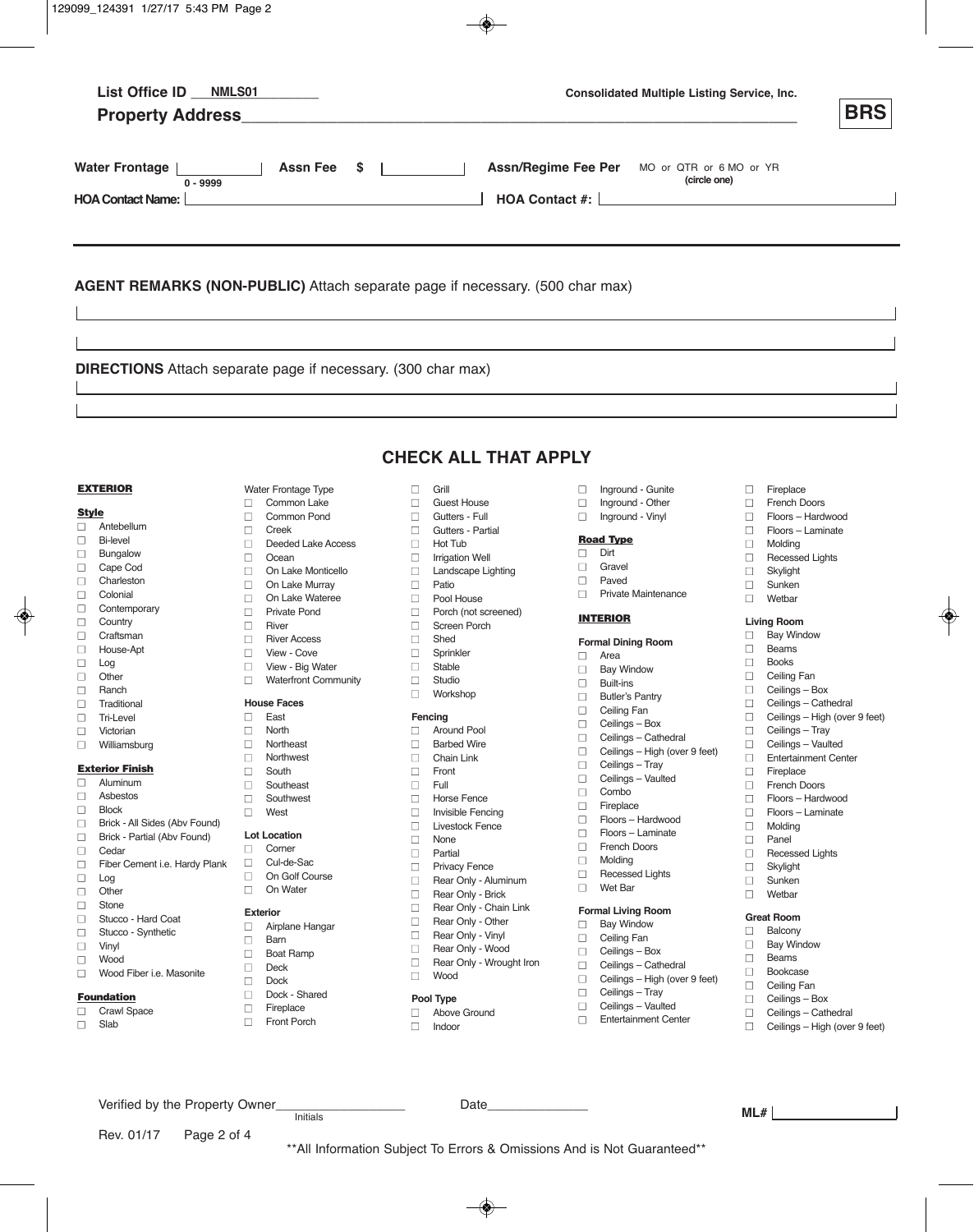List Office ID NMLS01

**Property Address** ______________________________

Consolidated Multiple Listing Service, Inc.

**BRS**

**Water Frontage** ________ (0 - 9999) **Assn Fee $** ________ **Assn/Regime Fee Per** MO or QTR or 6 MO or YR (circle one)

**HOA Contact Name:** ________________ **HOA Contact #:** ________________

**AGENT REMARKS (NON-PUBLIC)** Attach separate page if necessary. (500 char max)

______________________________

______________________________

**DIRECTIONS** Attach separate page if necessary. (300 char max)

______________________________

______________________________

## CHECK ALL THAT APPLY

### EXTERIOR

**Style**
- ☐ Antebellum
- ☐ Bi-level
- ☐ Bungalow
- ☐ Cape Cod
- ☐ Charleston
- ☐ Colonial
- ☐ Contemporary
- ☐ Country
- ☐ Craftsman
- ☐ House-Apt
- ☐ Log
- ☐ Other
- ☐ Ranch
- ☐ Traditional
- ☐ Tri-Level
- ☐ Victorian
- ☐ Williamsburg

**Exterior Finish**
- ☐ Aluminum
- ☐ Asbestos
- ☐ Block
- ☐ Brick - All Sides (Abv Found)
- ☐ Brick - Partial (Abv Found)
- ☐ Cedar
- ☐ Fiber Cement i.e. Hardy Plank
- ☐ Log
- ☐ Other
- ☐ Stone
- ☐ Stucco - Hard Coat
- ☐ Stucco - Synthetic
- ☐ Vinyl
- ☐ Wood
- ☐ Wood Fiber i.e. Masonite

**Foundation**
- ☐ Crawl Space
- ☐ Slab

**Water Frontage Type**
- ☐ Common Lake
- ☐ Common Pond
- ☐ Creek
- ☐ Deeded Lake Access
- ☐ Ocean
- ☐ On Lake Monticello
- ☐ On Lake Murray
- ☐ On Lake Wateree
- ☐ Private Pond
- ☐ River
- ☐ River Access
- ☐ View - Cove
- ☐ View - Big Water
- ☐ Waterfront Community

**House Faces**
- ☐ East
- ☐ North
- ☐ Northeast
- ☐ Northwest
- ☐ South
- ☐ Southeast
- ☐ Southwest
- ☐ West

**Lot Location**
- ☐ Corner
- ☐ Cul-de-Sac
- ☐ On Golf Course
- ☐ On Water

**Exterior**
- ☐ Airplane Hangar
- ☐ Barn
- ☐ Boat Ramp
- ☐ Deck
- ☐ Dock
- ☐ Dock - Shared
- ☐ Fireplace
- ☐ Front Porch
- ☐ Grill
- ☐ Guest House
- ☐ Gutters - Full
- ☐ Gutters - Partial
- ☐ Hot Tub
- ☐ Irrigation Well
- ☐ Landscape Lighting
- ☐ Patio
- ☐ Pool House
- ☐ Porch (not screened)
- ☐ Screen Porch
- ☐ Shed
- ☐ Sprinkler
- ☐ Stable
- ☐ Studio
- ☐ Workshop

**Fencing**
- ☐ Around Pool
- ☐ Barbed Wire
- ☐ Chain Link
- ☐ Front
- ☐ Full
- ☐ Horse Fence
- ☐ Invisible Fencing
- ☐ Livestock Fence
- ☐ None
- ☐ Partial
- ☐ Privacy Fence
- ☐ Rear Only - Aluminum
- ☐ Rear Only - Brick
- ☐ Rear Only - Chain Link
- ☐ Rear Only - Other
- ☐ Rear Only - Vinyl
- ☐ Rear Only - Wood
- ☐ Rear Only - Wrought Iron
- ☐ Wood

**Pool Type**
- ☐ Above Ground
- ☐ Indoor
- ☐ Inground - Gunite
- ☐ Inground - Other
- ☐ Inground - Vinyl

**Road Type**
- ☐ Dirt
- ☐ Gravel
- ☐ Paved
- ☐ Private Maintenance

### INTERIOR

**Formal Dining Room**
- ☐ Area
- ☐ Bay Window
- ☐ Built-ins
- ☐ Butler's Pantry
- ☐ Ceiling Fan
- ☐ Ceilings – Box
- ☐ Ceilings – Cathedral
- ☐ Ceilings – High (over 9 feet)
- ☐ Ceilings – Tray
- ☐ Ceilings – Vaulted
- ☐ Combo
- ☐ Fireplace
- ☐ Floors – Hardwood
- ☐ Floors – Laminate
- ☐ French Doors
- ☐ Molding
- ☐ Recessed Lights
- ☐ Wet Bar

**Formal Living Room**
- ☐ Bay Window
- ☐ Ceiling Fan
- ☐ Ceilings – Box
- ☐ Ceilings – Cathedral
- ☐ Ceilings – High (over 9 feet)
- ☐ Ceilings – Tray
- ☐ Ceilings – Vaulted
- ☐ Entertainment Center
- ☐ Fireplace
- ☐ French Doors
- ☐ Floors – Hardwood
- ☐ Floors – Laminate
- ☐ Molding
- ☐ Recessed Lights
- ☐ Skylight
- ☐ Sunken
- ☐ Wetbar

**Living Room**
- ☐ Bay Window
- ☐ Beams
- ☐ Books
- ☐ Ceiling Fan
- ☐ Ceilings – Box
- ☐ Ceilings – Cathedral
- ☐ Ceilings – High (over 9 feet)
- ☐ Ceilings – Tray
- ☐ Ceilings – Vaulted
- ☐ Entertainment Center
- ☐ Fireplace
- ☐ French Doors
- ☐ Floors – Hardwood
- ☐ Floors – Laminate
- ☐ Molding
- ☐ Panel
- ☐ Recessed Lights
- ☐ Skylight
- ☐ Sunken
- ☐ Wetbar

**Great Room**
- ☐ Balcony
- ☐ Bay Window
- ☐ Beams
- ☐ Bookcase
- ☐ Ceiling Fan
- ☐ Ceilings – Box
- ☐ Ceilings – Cathedral
- ☐ Ceilings – High (over 9 feet)

Verified by the Property Owner__________ (Initials) Date__________

ML# __________

Rev. 01/17

**All Information Subject To Errors & Omissions And is Not Guaranteed**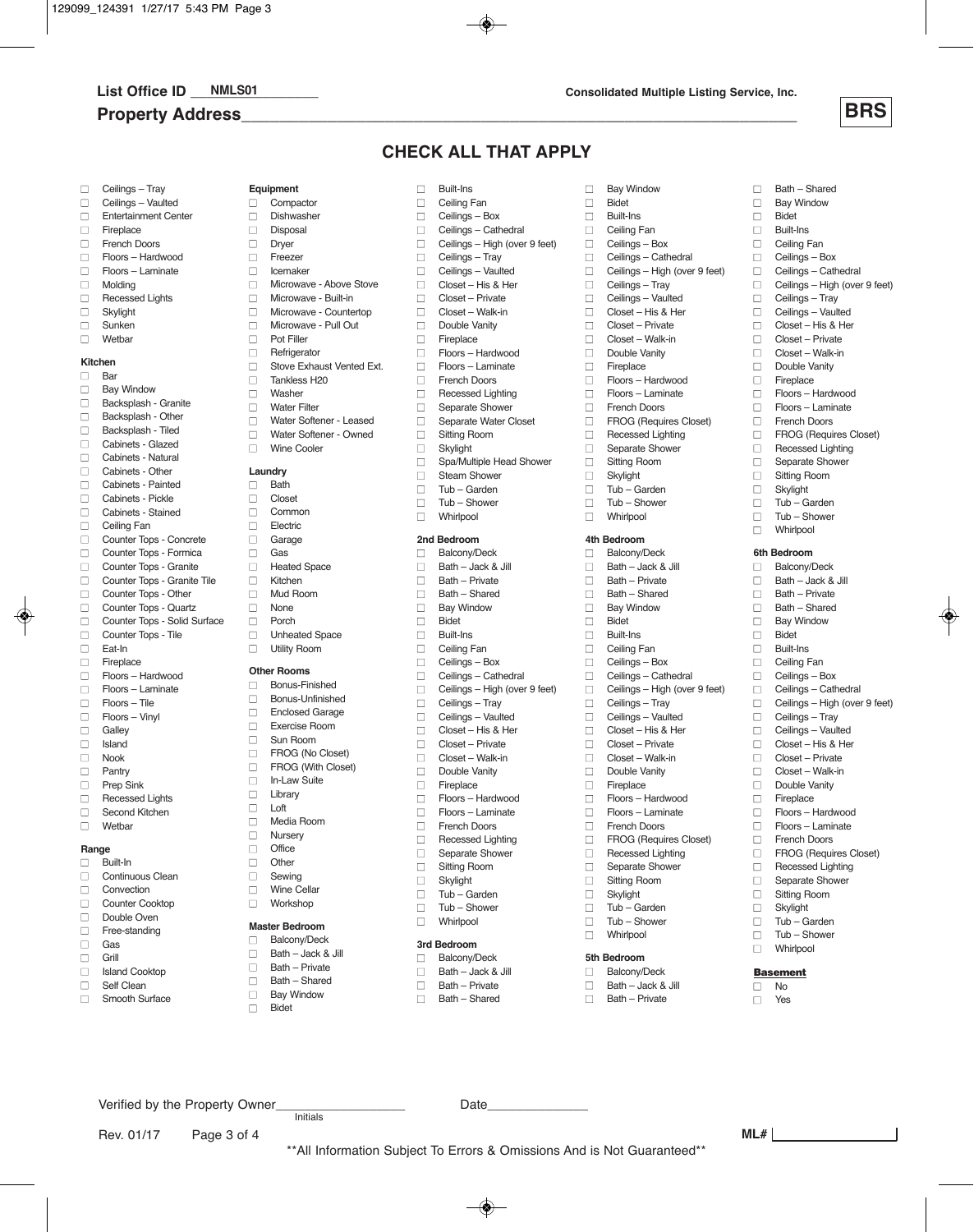**List Office ID** NMLS01

**Consolidated Multiple Listing Service, Inc.**

**Property Address**\_\_\_\_\_\_\_\_\_\_\_\_\_\_\_\_\_\_\_\_\_\_\_\_\_\_\_\_\_\_\_\_\_\_\_\_\_\_\_\_\_\_\_\_\_\_\_\_\_\_\_\_\_\_

**BRS**

## CHECK ALL THAT APPLY

- ☐ Ceilings – Tray
- ☐ Ceilings – Vaulted
- ☐ Entertainment Center
- ☐ Fireplace
- ☐ French Doors
- ☐ Floors – Hardwood
- ☐ Floors – Laminate
- ☐ Molding
- ☐ Recessed Lights
- ☐ Skylight
- ☐ Sunken
- ☐ Wetbar

**Kitchen**

- ☐ Bar
- ☐ Bay Window
- ☐ Backsplash - Granite
- ☐ Backsplash - Other
- ☐ Backsplash - Tiled
- ☐ Cabinets - Glazed
- ☐ Cabinets - Natural
- ☐ Cabinets - Other
- ☐ Cabinets - Painted
- ☐ Cabinets - Pickle
- ☐ Cabinets - Stained
- ☐ Ceiling Fan
- ☐ Counter Tops - Concrete
- ☐ Counter Tops - Formica
- ☐ Counter Tops - Granite
- ☐ Counter Tops - Granite Tile
- ☐ Counter Tops - Other
- ☐ Counter Tops - Quartz
- ☐ Counter Tops - Solid Surface
- ☐ Counter Tops - Tile
- ☐ Eat-In
- ☐ Fireplace
- ☐ Floors – Hardwood
- ☐ Floors – Laminate
- ☐ Floors – Tile
- ☐ Floors – Vinyl
- ☐ Galley
- ☐ Island
- ☐ Nook
- ☐ Pantry
- ☐ Prep Sink
- ☐ Recessed Lights
- ☐ Second Kitchen
- ☐ Wetbar

**Range**

- ☐ Built-In
- ☐ Continuous Clean
- ☐ Convection
- ☐ Counter Cooktop
- ☐ Double Oven
- ☐ Free-standing
- ☐ Gas
- ☐ Grill
- ☐ Island Cooktop
- ☐ Self Clean
- ☐ Smooth Surface

**Equipment**

- ☐ Compactor
- ☐ Dishwasher
- ☐ Disposal
- ☐ Dryer
- ☐ Freezer
- ☐ Icemaker
- ☐ Microwave - Above Stove
- ☐ Microwave - Built-in
- ☐ Microwave - Countertop
- ☐ Microwave - Pull Out
- ☐ Pot Filler
- ☐ Refrigerator
- ☐ Stove Exhaust Vented Ext.
- ☐ Tankless H20
- ☐ Washer
- ☐ Water Filter
- ☐ Water Softener - Leased
- ☐ Water Softener - Owned
- ☐ Wine Cooler

**Laundry**

- ☐ Bath
- ☐ Closet
- ☐ Common
- ☐ Electric
- ☐ Garage
- ☐ Gas
- ☐ Heated Space
- ☐ Kitchen
- ☐ Mud Room
- ☐ None
- ☐ Porch
- ☐ Unheated Space
- ☐ Utility Room

**Other Rooms**

- ☐ Bonus-Finished
- ☐ Bonus-Unfinished
- ☐ Enclosed Garage
- ☐ Exercise Room
- ☐ Sun Room
- ☐ FROG (No Closet)
- ☐ FROG (With Closet)
- ☐ In-Law Suite
- ☐ Library
- ☐ Loft
- ☐ Media Room
- ☐ Nursery
- ☐ Office
- ☐ Other
- ☐ Sewing
- ☐ Wine Cellar
- ☐ Workshop

**Master Bedroom**

- ☐ Balcony/Deck
- ☐ Bath – Jack & Jill
- ☐ Bath – Private
- ☐ Bath – Shared
- ☐ Bay Window
- ☐ Bidet
- ☐ Built-Ins
- ☐ Ceiling Fan
- ☐ Ceilings – Box
- ☐ Ceilings – Cathedral
- ☐ Ceilings – High (over 9 feet)
- ☐ Ceilings – Tray
- ☐ Ceilings – Vaulted
- ☐ Closet – His & Her
- ☐ Closet – Private
- ☐ Closet – Walk-in
- ☐ Double Vanity
- ☐ Fireplace
- ☐ Floors – Hardwood
- ☐ Floors – Laminate
- ☐ French Doors
- ☐ Recessed Lighting
- ☐ Separate Shower
- ☐ Separate Water Closet
- ☐ Sitting Room
- ☐ Skylight
- ☐ Spa/Multiple Head Shower
- ☐ Steam Shower
- ☐ Tub – Garden
- ☐ Tub – Shower
- ☐ Whirlpool

**2nd Bedroom**

- ☐ Balcony/Deck
- ☐ Bath – Jack & Jill
- ☐ Bath – Private
- ☐ Bath – Shared
- ☐ Bay Window
- ☐ Bidet
- ☐ Built-Ins
- ☐ Ceiling Fan
- ☐ Ceilings – Box
- ☐ Ceilings – Cathedral
- ☐ Ceilings – High (over 9 feet)
- ☐ Ceilings – Tray
- ☐ Ceilings – Vaulted
- ☐ Closet – His & Her
- ☐ Closet – Private
- ☐ Closet – Walk-in
- ☐ Double Vanity
- ☐ Fireplace
- ☐ Floors – Hardwood
- ☐ Floors – Laminate
- ☐ French Doors
- ☐ Recessed Lighting
- ☐ Separate Shower
- ☐ Sitting Room
- ☐ Skylight
- ☐ Tub – Garden
- ☐ Tub – Shower
- ☐ Whirlpool

**3rd Bedroom**

- ☐ Balcony/Deck
- ☐ Bath – Jack & Jill
- ☐ Bath – Private
- ☐ Bath – Shared
- ☐ Bay Window
- ☐ Bidet
- ☐ Built-Ins
- ☐ Ceiling Fan
- ☐ Ceilings – Box
- ☐ Ceilings – Cathedral
- ☐ Ceilings – High (over 9 feet)
- ☐ Ceilings – Tray
- ☐ Ceilings – Vaulted
- ☐ Closet – His & Her
- ☐ Closet – Private
- ☐ Closet – Walk-in
- ☐ Double Vanity
- ☐ Fireplace
- ☐ Floors – Hardwood
- ☐ Floors – Laminate
- ☐ French Doors
- ☐ FROG (Requires Closet)
- ☐ Recessed Lighting
- ☐ Separate Shower
- ☐ Sitting Room
- ☐ Skylight
- ☐ Tub – Garden
- ☐ Tub – Shower
- ☐ Whirlpool

**4th Bedroom**

- ☐ Balcony/Deck
- ☐ Bath – Jack & Jill
- ☐ Bath – Private
- ☐ Bath – Shared
- ☐ Bay Window
- ☐ Bidet
- ☐ Built-Ins
- ☐ Ceiling Fan
- ☐ Ceilings – Box
- ☐ Ceilings – Cathedral
- ☐ Ceilings – High (over 9 feet)
- ☐ Ceilings – Tray
- ☐ Ceilings – Vaulted
- ☐ Closet – His & Her
- ☐ Closet – Private
- ☐ Closet – Walk-in
- ☐ Double Vanity
- ☐ Fireplace
- ☐ Floors – Hardwood
- ☐ Floors – Laminate
- ☐ French Doors
- ☐ FROG (Requires Closet)
- ☐ Recessed Lighting
- ☐ Separate Shower
- ☐ Sitting Room
- ☐ Skylight
- ☐ Tub – Garden
- ☐ Tub – Shower
- ☐ Whirlpool

**5th Bedroom**

- ☐ Balcony/Deck
- ☐ Bath – Jack & Jill
- ☐ Bath – Private
- ☐ Bath – Shared
- ☐ Bay Window
- ☐ Bidet
- ☐ Built-Ins
- ☐ Ceiling Fan
- ☐ Ceilings – Box
- ☐ Ceilings – Cathedral
- ☐ Ceilings – High (over 9 feet)
- ☐ Ceilings – Tray
- ☐ Ceilings – Vaulted
- ☐ Closet – His & Her
- ☐ Closet – Private
- ☐ Closet – Walk-in
- ☐ Double Vanity
- ☐ Fireplace
- ☐ Floors – Hardwood
- ☐ Floors – Laminate
- ☐ French Doors
- ☐ FROG (Requires Closet)
- ☐ Recessed Lighting
- ☐ Separate Shower
- ☐ Sitting Room
- ☐ Skylight
- ☐ Tub – Garden
- ☐ Tub – Shower
- ☐ Whirlpool

**6th Bedroom**

- ☐ Balcony/Deck
- ☐ Bath – Jack & Jill
- ☐ Bath – Private
- ☐ Bath – Shared
- ☐ Bay Window
- ☐ Bidet
- ☐ Built-Ins
- ☐ Ceiling Fan
- ☐ Ceilings – Box
- ☐ Ceilings – Cathedral
- ☐ Ceilings – High (over 9 feet)
- ☐ Ceilings – Tray
- ☐ Ceilings – Vaulted
- ☐ Closet – His & Her
- ☐ Closet – Private
- ☐ Closet – Walk-in
- ☐ Double Vanity
- ☐ Fireplace
- ☐ Floors – Hardwood
- ☐ Floors – Laminate
- ☐ French Doors
- ☐ FROG (Requires Closet)
- ☐ Recessed Lighting
- ☐ Separate Shower
- ☐ Sitting Room
- ☐ Skylight
- ☐ Tub – Garden
- ☐ Tub – Shower
- ☐ Whirlpool

**Basement**

- ☐ No
- ☐ Yes

Verified by the Property Owner\_\_\_\_\_\_\_\_\_\_\_\_\_\_\_\_\_\_ Date\_\_\_\_\_\_\_\_\_\_\_\_\_\_
Initials

Rev. 01/17

ML# \_\_\_\_\_\_\_\_\_\_\_\_\_\_\_\_

\*\*All Information Subject To Errors & Omissions And is Not Guaranteed\*\*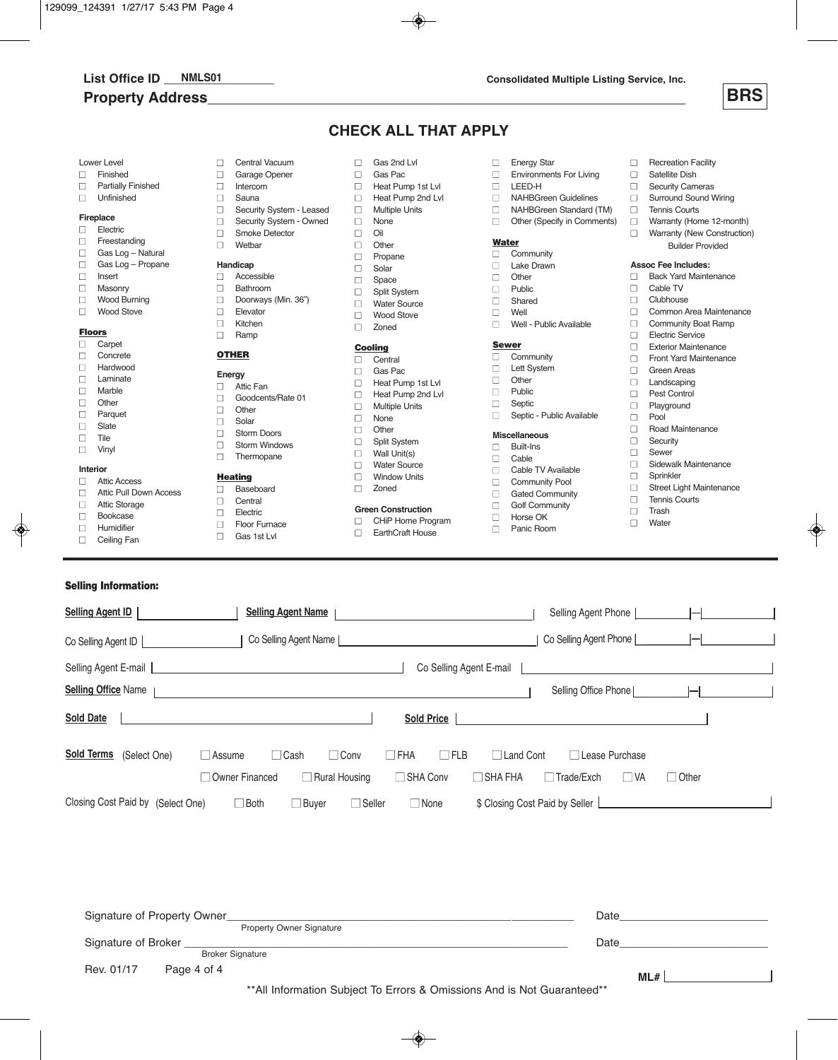**List Office ID** NMLS01

**Consolidated Multiple Listing Service, Inc.**

**Property Address**\_\_\_\_\_\_\_\_\_\_\_\_\_\_\_\_\_\_\_\_\_\_\_\_\_\_\_\_\_\_\_\_\_\_\_\_\_\_\_\_

**BRS**

## CHECK ALL THAT APPLY

Lower Level
- ☐ Finished
- ☐ Partially Finished
- ☐ Unfinished

**Fireplace**
- ☐ Electric
- ☐ Freestanding
- ☐ Gas Log – Natural
- ☐ Gas Log – Propane
- ☐ Insert
- ☐ Masonry
- ☐ Wood Burning
- ☐ Wood Stove

**Floors**
- ☐ Carpet
- ☐ Concrete
- ☐ Hardwood
- ☐ Laminate
- ☐ Marble
- ☐ Other
- ☐ Parquet
- ☐ Slate
- ☐ Tile
- ☐ Vinyl

**Interior**
- ☐ Attic Access
- ☐ Attic Pull Down Access
- ☐ Attic Storage
- ☐ Bookcase
- ☐ Humidifier
- ☐ Ceiling Fan
- ☐ Central Vacuum
- ☐ Garage Opener
- ☐ Intercom
- ☐ Sauna
- ☐ Security System - Leased
- ☐ Security System - Owned
- ☐ Smoke Detector
- ☐ Wetbar

**Handicap**
- ☐ Accessible
- ☐ Bathroom
- ☐ Doorways (Min. 36")
- ☐ Elevator
- ☐ Kitchen
- ☐ Ramp

**OTHER**

**Energy**
- ☐ Attic Fan
- ☐ Goodcents/Rate 01
- ☐ Other
- ☐ Solar
- ☐ Storm Doors
- ☐ Storm Windows
- ☐ Thermopane

**Heating**
- ☐ Baseboard
- ☐ Central
- ☐ Electric
- ☐ Floor Furnace
- ☐ Gas 1st Lvl
- ☐ Gas 2nd Lvl
- ☐ Gas Pac
- ☐ Heat Pump 1st Lvl
- ☐ Heat Pump 2nd Lvl
- ☐ Multiple Units
- ☐ None
- ☐ Oil
- ☐ Other
- ☐ Propane
- ☐ Solar
- ☐ Space
- ☐ Split System
- ☐ Water Source
- ☐ Wood Stove
- ☐ Zoned

**Cooling**
- ☐ Central
- ☐ Gas Pac
- ☐ Heat Pump 1st Lvl
- ☐ Heat Pump 2nd Lvl
- ☐ Multiple Units
- ☐ None
- ☐ Other
- ☐ Split System
- ☐ Wall Unit(s)
- ☐ Water Source
- ☐ Window Units
- ☐ Zoned

**Green Construction**
- ☐ CHiP Home Program
- ☐ EarthCraft House
- ☐ Energy Star
- ☐ Environments For Living
- ☐ LEED-H
- ☐ NAHBGreen Guidelines
- ☐ NAHBGreen Standard (TM)
- ☐ Other (Specify in Comments)

**Water**
- ☐ Community
- ☐ Lake Drawn
- ☐ Other
- ☐ Public
- ☐ Shared
- ☐ Well
- ☐ Well - Public Available

**Sewer**
- ☐ Community
- ☐ Lett System
- ☐ Other
- ☐ Public
- ☐ Septic
- ☐ Septic - Public Available

**Miscellaneous**
- ☐ Built-Ins
- ☐ Cable
- ☐ Cable TV Available
- ☐ Community Pool
- ☐ Gated Community
- ☐ Golf Community
- ☐ Horse OK
- ☐ Panic Room
- ☐ Recreation Facility
- ☐ Satellite Dish
- ☐ Security Cameras
- ☐ Surround Sound Wiring
- ☐ Tennis Courts
- ☐ Warranty (Home 12-month)
- ☐ Warranty (New Construction) Builder Provided

**Assoc Fee Includes:**
- ☐ Back Yard Maintenance
- ☐ Cable TV
- ☐ Clubhouse
- ☐ Common Area Maintenance
- ☐ Community Boat Ramp
- ☐ Electric Service
- ☐ Exterior Maintenance
- ☐ Front Yard Maintenance
- ☐ Green Areas
- ☐ Landscaping
- ☐ Pest Control
- ☐ Playground
- ☐ Pool
- ☐ Road Maintenance
- ☐ Security
- ☐ Sewer
- ☐ Sidewalk Maintenance
- ☐ Sprinkler
- ☐ Street Light Maintenance
- ☐ Tennis Courts
- ☐ Trash
- ☐ Water

---

### Selling Information:

**Selling Agent ID** \_\_\_\_\_\_\_\_ **Selling Agent Name** \_\_\_\_\_\_\_\_ Selling Agent Phone \_\_\_\_-\_\_\_\_

Co Selling Agent ID \_\_\_\_\_\_\_\_ Co Selling Agent Name \_\_\_\_\_\_\_\_ Co Selling Agent Phone \_\_\_\_-\_\_\_\_

Selling Agent E-mail \_\_\_\_\_\_\_\_ Co Selling Agent E-mail \_\_\_\_\_\_\_\_

**Selling Office** Name \_\_\_\_\_\_\_\_ Selling Office Phone \_\_\_\_-\_\_\_\_

**Sold Date** \_\_\_\_\_\_\_\_ **Sold Price** \_\_\_\_\_\_\_\_

**Sold Terms** (Select One) ☐ Assume ☐ Cash ☐ Conv ☐ FHA ☐ FLB ☐ Land Cont ☐ Lease Purchase ☐ Owner Financed ☐ Rural Housing ☐ SHA Conv ☐ SHA FHA ☐ Trade/Exch ☐ VA ☐ Other

Closing Cost Paid by (Select One) ☐ Both ☐ Buyer ☐ Seller ☐ None $ Closing Cost Paid by Seller \_\_\_\_\_\_\_\_

Signature of Property Owner\_\_\_\_\_\_\_\_\_\_\_\_\_\_\_\_\_\_\_\_\_\_\_\_ Date\_\_\_\_\_\_\_\_\_\_\_\_
Property Owner Signature

Signature of Broker \_\_\_\_\_\_\_\_\_\_\_\_\_\_\_\_\_\_\_\_\_\_\_\_ Date\_\_\_\_\_\_\_\_\_\_\_\_
Broker Signature

Rev. 01/17

**ML#** \_\_\_\_\_\_\_\_

**All Information Subject To Errors & Omissions And is Not Guaranteed**